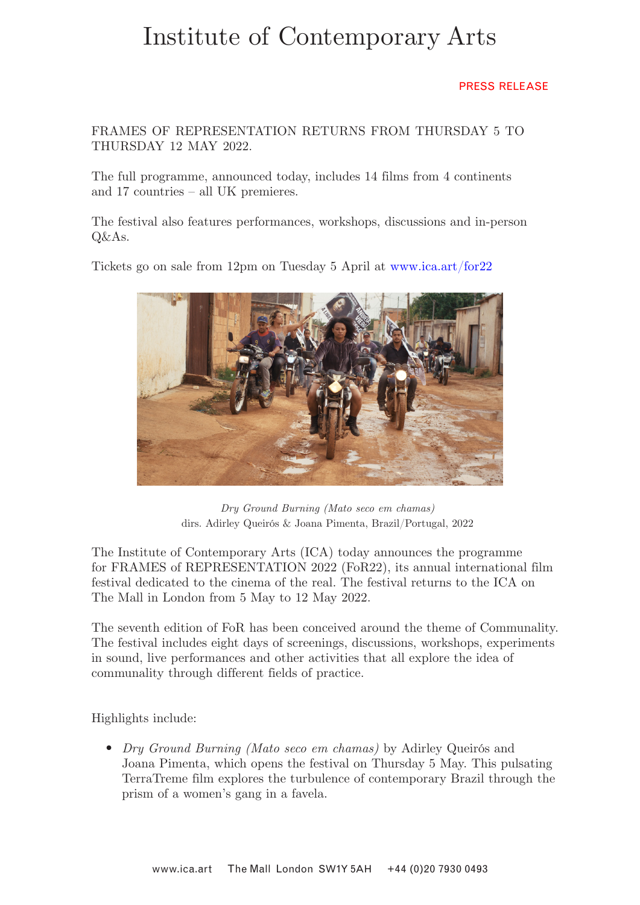# Institute of Contemporary Arts

PRESS RELEASE

FRAMES OF REPRESENTATION RETURNS FROM THURSDAY 5 TO THURSDAY 12 MAY 2022.

The full programme, announced today, includes 14 films from 4 continents and 17 countries – all UK premieres.

The festival also features performances, workshops, discussions and in-person Q&As.

Tickets go on sale from 12pm on Tuesday 5 April at www.ica.art/for22

*Dry Ground Burning (Mato seco em chamas)*
dirs. Adirley Queirós & Joana Pimenta, Brazil/Portugal, 2022

The Institute of Contemporary Arts (ICA) today announces the programme for FRAMES of REPRESENTATION 2022 (FoR22), its annual international film festival dedicated to the cinema of the real. The festival returns to the ICA on The Mall in London from 5 May to 12 May 2022.

The seventh edition of FoR has been conceived around the theme of Communality. The festival includes eight days of screenings, discussions, workshops, experiments in sound, live performances and other activities that all explore the idea of communality through different fields of practice.

Highlights include:

- *Dry Ground Burning (Mato seco em chamas)* by Adirley Queirós and Joana Pimenta, which opens the festival on Thursday 5 May. This pulsating TerraTreme film explores the turbulence of contemporary Brazil through the prism of a women's gang in a favela.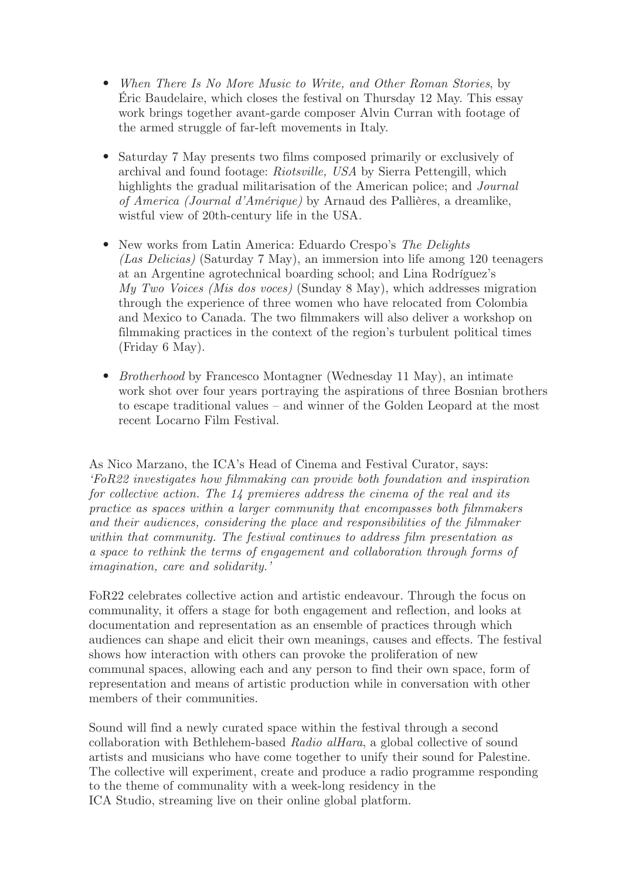- *When There Is No More Music to Write, and Other Roman Stories*, by Éric Baudelaire, which closes the festival on Thursday 12 May. This essay work brings together avant-garde composer Alvin Curran with footage of the armed struggle of far-left movements in Italy.

- Saturday 7 May presents two films composed primarily or exclusively of archival and found footage: *Riotsville, USA* by Sierra Pettengill, which highlights the gradual militarisation of the American police; and *Journal of America (Journal d'Amérique)* by Arnaud des Pallières, a dreamlike, wistful view of 20th-century life in the USA.

- New works from Latin America: Eduardo Crespo's *The Delights (Las Delicias)* (Saturday 7 May), an immersion into life among 120 teenagers at an Argentine agrotechnical boarding school; and Lina Rodríguez's *My Two Voices (Mis dos voces)* (Sunday 8 May), which addresses migration through the experience of three women who have relocated from Colombia and Mexico to Canada. The two filmmakers will also deliver a workshop on filmmaking practices in the context of the region's turbulent political times (Friday 6 May).

- *Brotherhood* by Francesco Montagner (Wednesday 11 May), an intimate work shot over four years portraying the aspirations of three Bosnian brothers to escape traditional values – and winner of the Golden Leopard at the most recent Locarno Film Festival.

As Nico Marzano, the ICA's Head of Cinema and Festival Curator, says: *'FoR22 investigates how filmmaking can provide both foundation and inspiration for collective action. The 14 premieres address the cinema of the real and its practice as spaces within a larger community that encompasses both filmmakers and their audiences, considering the place and responsibilities of the filmmaker within that community. The festival continues to address film presentation as a space to rethink the terms of engagement and collaboration through forms of imagination, care and solidarity.'*

FoR22 celebrates collective action and artistic endeavour. Through the focus on communality, it offers a stage for both engagement and reflection, and looks at documentation and representation as an ensemble of practices through which audiences can shape and elicit their own meanings, causes and effects. The festival shows how interaction with others can provoke the proliferation of new communal spaces, allowing each and any person to find their own space, form of representation and means of artistic production while in conversation with other members of their communities.

Sound will find a newly curated space within the festival through a second collaboration with Bethlehem-based *Radio alHara*, a global collective of sound artists and musicians who have come together to unify their sound for Palestine. The collective will experiment, create and produce a radio programme responding to the theme of communality with a week-long residency in the ICA Studio, streaming live on their online global platform.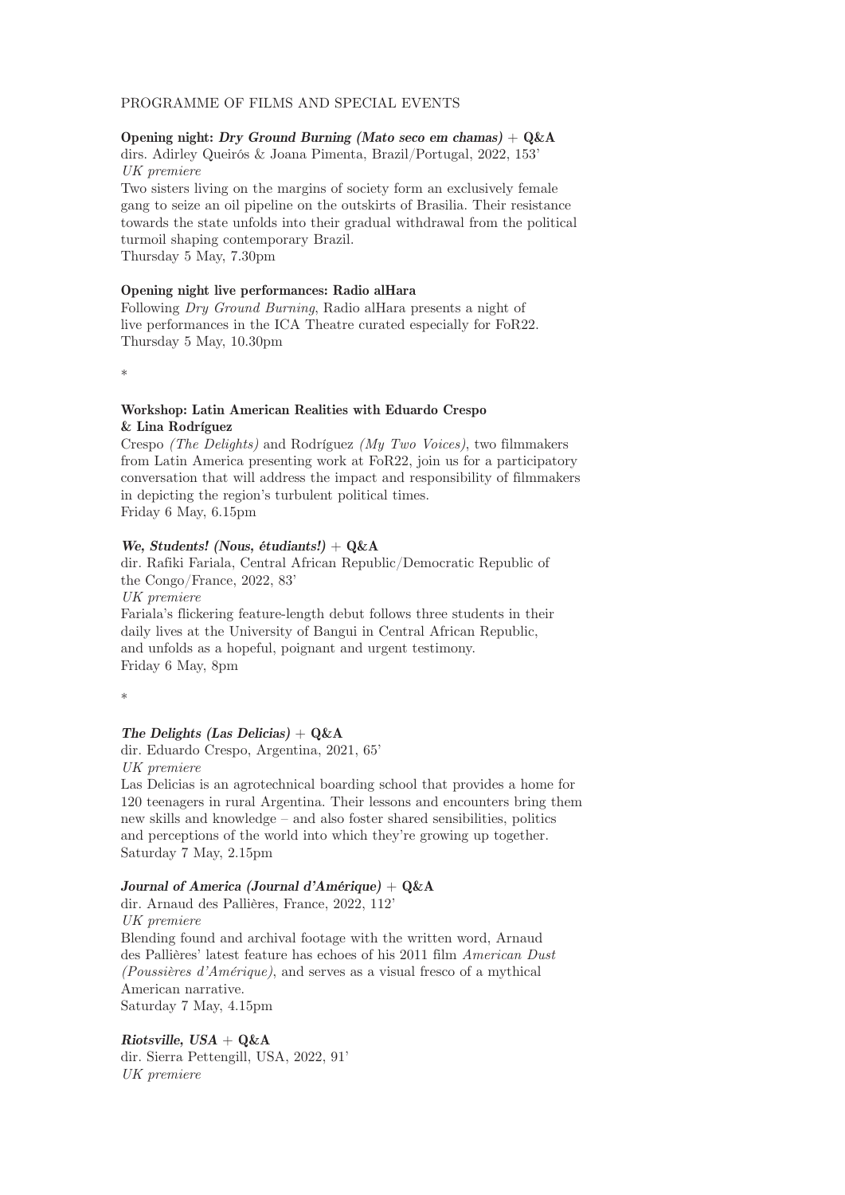PROGRAMME OF FILMS AND SPECIAL EVENTS

**Opening night: *Dry Ground Burning (Mato seco em chamas)* + Q&A**
dirs. Adirley Queirós & Joana Pimenta, Brazil/Portugal, 2022, 153'
*UK premiere*
Two sisters living on the margins of society form an exclusively female gang to seize an oil pipeline on the outskirts of Brasilia. Their resistance towards the state unfolds into their gradual withdrawal from the political turmoil shaping contemporary Brazil.
Thursday 5 May, 7.30pm

**Opening night live performances: Radio alHara**
Following *Dry Ground Burning*, Radio alHara presents a night of live performances in the ICA Theatre curated especially for FoR22.
Thursday 5 May, 10.30pm

*

**Workshop: Latin American Realities with Eduardo Crespo & Lina Rodríguez**
Crespo *(The Delights)* and Rodríguez *(My Two Voices)*, two filmmakers from Latin America presenting work at FoR22, join us for a participatory conversation that will address the impact and responsibility of filmmakers in depicting the region's turbulent political times.
Friday 6 May, 6.15pm

***We, Students! (Nous, étudiants!)* + Q&A**
dir. Rafiki Fariala, Central African Republic/Democratic Republic of the Congo/France, 2022, 83'
*UK premiere*
Fariala's flickering feature-length debut follows three students in their daily lives at the University of Bangui in Central African Republic, and unfolds as a hopeful, poignant and urgent testimony.
Friday 6 May, 8pm

*

***The Delights (Las Delicias)* + Q&A**
dir. Eduardo Crespo, Argentina, 2021, 65'
*UK premiere*
Las Delicias is an agrotechnical boarding school that provides a home for 120 teenagers in rural Argentina. Their lessons and encounters bring them new skills and knowledge – and also foster shared sensibilities, politics and perceptions of the world into which they're growing up together.
Saturday 7 May, 2.15pm

***Journal of America (Journal d'Amérique)* + Q&A**
dir. Arnaud des Pallières, France, 2022, 112'
*UK premiere*
Blending found and archival footage with the written word, Arnaud des Pallières' latest feature has echoes of his 2011 film *American Dust (Poussières d'Amérique)*, and serves as a visual fresco of a mythical American narrative.
Saturday 7 May, 4.15pm

***Riotsville, USA* + Q&A**
dir. Sierra Pettengill, USA, 2022, 91'
*UK premiere*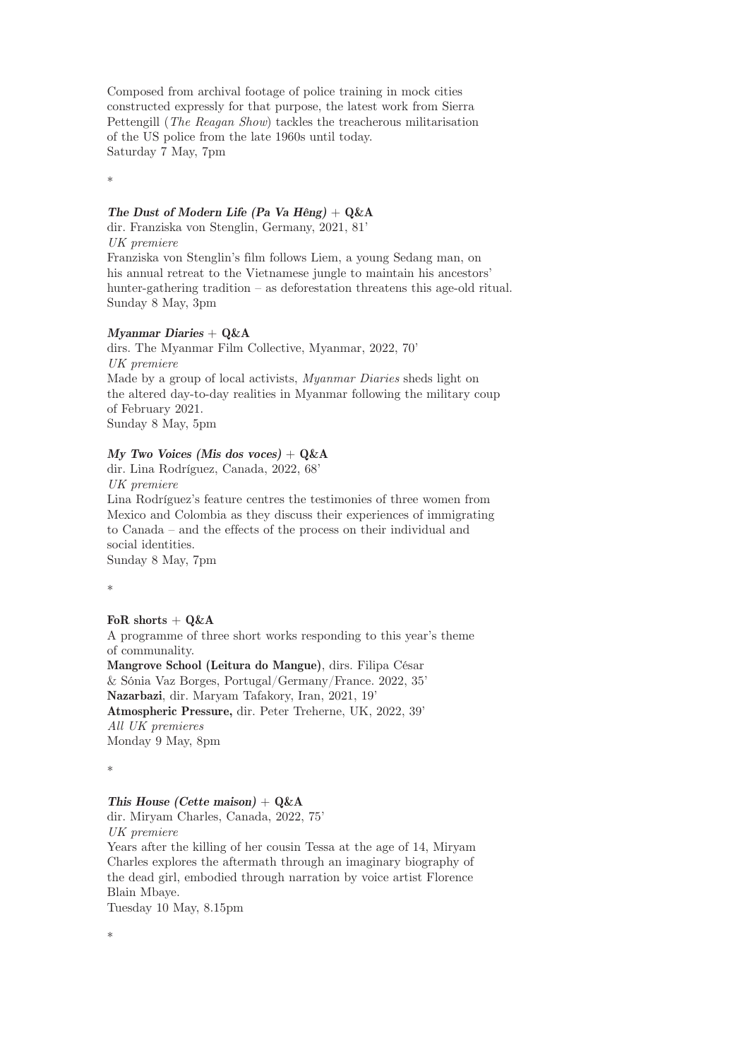Composed from archival footage of police training in mock cities constructed expressly for that purpose, the latest work from Sierra Pettengill (*The Reagan Show*) tackles the treacherous militarisation of the US police from the late 1960s until today.
Saturday 7 May, 7pm

\*

***The Dust of Modern Life (Pa Va Hêng)* + Q&A**
dir. Franziska von Stenglin, Germany, 2021, 81'
*UK premiere*
Franziska von Stenglin's film follows Liem, a young Sedang man, on his annual retreat to the Vietnamese jungle to maintain his ancestors' hunter-gathering tradition – as deforestation threatens this age-old ritual.
Sunday 8 May, 3pm

***Myanmar Diaries* + Q&A**
dirs. The Myanmar Film Collective, Myanmar, 2022, 70'
*UK premiere*
Made by a group of local activists, *Myanmar Diaries* sheds light on the altered day-to-day realities in Myanmar following the military coup of February 2021.
Sunday 8 May, 5pm

***My Two Voices (Mis dos voces)* + Q&A**
dir. Lina Rodríguez, Canada, 2022, 68'
*UK premiere*
Lina Rodríguez's feature centres the testimonies of three women from Mexico and Colombia as they discuss their experiences of immigrating to Canada – and the effects of the process on their individual and social identities.
Sunday 8 May, 7pm

\*

**FoR shorts + Q&A**
A programme of three short works responding to this year's theme of communality.
**Mangrove School (Leitura do Mangue)**, dirs. Filipa César & Sónia Vaz Borges, Portugal/Germany/France. 2022, 35'
**Nazarbazi**, dir. Maryam Tafakory, Iran, 2021, 19'
**Atmospheric Pressure,** dir. Peter Treherne, UK, 2022, 39'
*All UK premieres*
Monday 9 May, 8pm

\*

***This House (Cette maison)* + Q&A**
dir. Miryam Charles, Canada, 2022, 75'
*UK premiere*
Years after the killing of her cousin Tessa at the age of 14, Miryam Charles explores the aftermath through an imaginary biography of the dead girl, embodied through narration by voice artist Florence Blain Mbaye.
Tuesday 10 May, 8.15pm

\*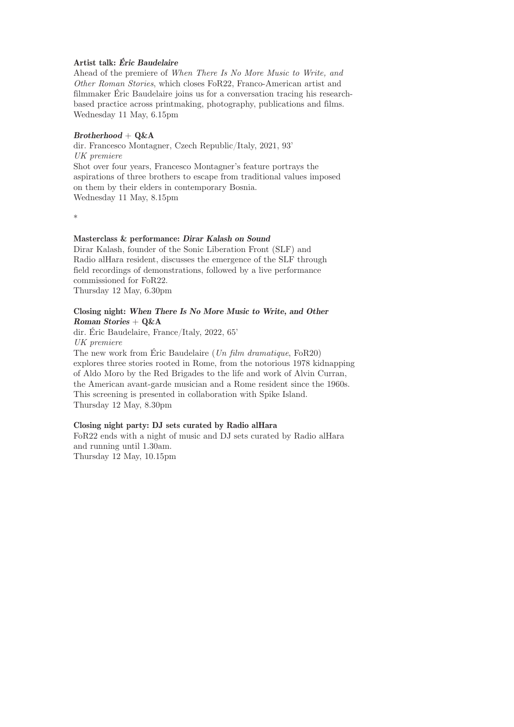**Artist talk: *Éric Baudelaire***

Ahead of the premiere of *When There Is No More Music to Write, and Other Roman Stories*, which closes FoR22, Franco-American artist and filmmaker Éric Baudelaire joins us for a conversation tracing his research-based practice across printmaking, photography, publications and films.
Wednesday 11 May, 6.15pm

***Brotherhood* + Q&A**

dir. Francesco Montagner, Czech Republic/Italy, 2021, 93'
*UK premiere*
Shot over four years, Francesco Montagner's feature portrays the aspirations of three brothers to escape from traditional values imposed on them by their elders in contemporary Bosnia.
Wednesday 11 May, 8.15pm

*

**Masterclass & performance: *Dirar Kalash on Sound***

Dirar Kalash, founder of the Sonic Liberation Front (SLF) and Radio alHara resident, discusses the emergence of the SLF through field recordings of demonstrations, followed by a live performance commissioned for FoR22.
Thursday 12 May, 6.30pm

**Closing night: *When There Is No More Music to Write, and Other Roman Stories* + Q&A**

dir. Éric Baudelaire, France/Italy, 2022, 65'
*UK premiere*
The new work from Éric Baudelaire (*Un film dramatique*, FoR20) explores three stories rooted in Rome, from the notorious 1978 kidnapping of Aldo Moro by the Red Brigades to the life and work of Alvin Curran, the American avant-garde musician and a Rome resident since the 1960s. This screening is presented in collaboration with Spike Island.
Thursday 12 May, 8.30pm

**Closing night party: DJ sets curated by Radio alHara**

FoR22 ends with a night of music and DJ sets curated by Radio alHara and running until 1.30am.
Thursday 12 May, 10.15pm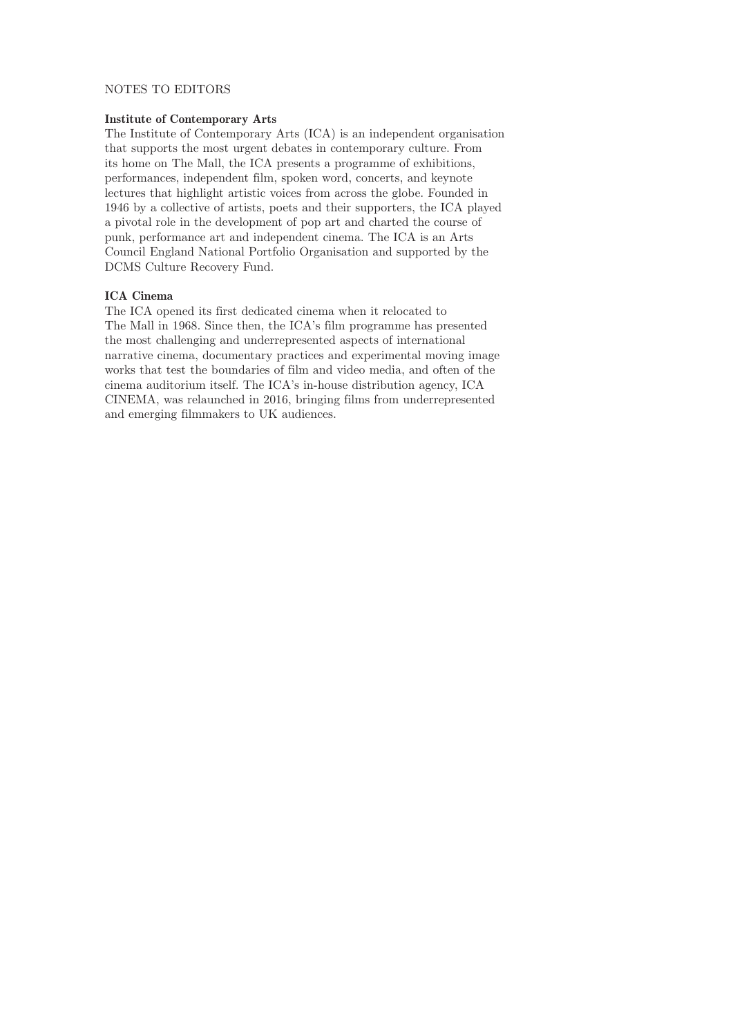NOTES TO EDITORS

**Institute of Contemporary Arts**

The Institute of Contemporary Arts (ICA) is an independent organisation that supports the most urgent debates in contemporary culture. From its home on The Mall, the ICA presents a programme of exhibitions, performances, independent film, spoken word, concerts, and keynote lectures that highlight artistic voices from across the globe. Founded in 1946 by a collective of artists, poets and their supporters, the ICA played a pivotal role in the development of pop art and charted the course of punk, performance art and independent cinema. The ICA is an Arts Council England National Portfolio Organisation and supported by the DCMS Culture Recovery Fund.

**ICA Cinema**

The ICA opened its first dedicated cinema when it relocated to The Mall in 1968. Since then, the ICA's film programme has presented the most challenging and underrepresented aspects of international narrative cinema, documentary practices and experimental moving image works that test the boundaries of film and video media, and often of the cinema auditorium itself. The ICA's in-house distribution agency, ICA CINEMA, was relaunched in 2016, bringing films from underrepresented and emerging filmmakers to UK audiences.